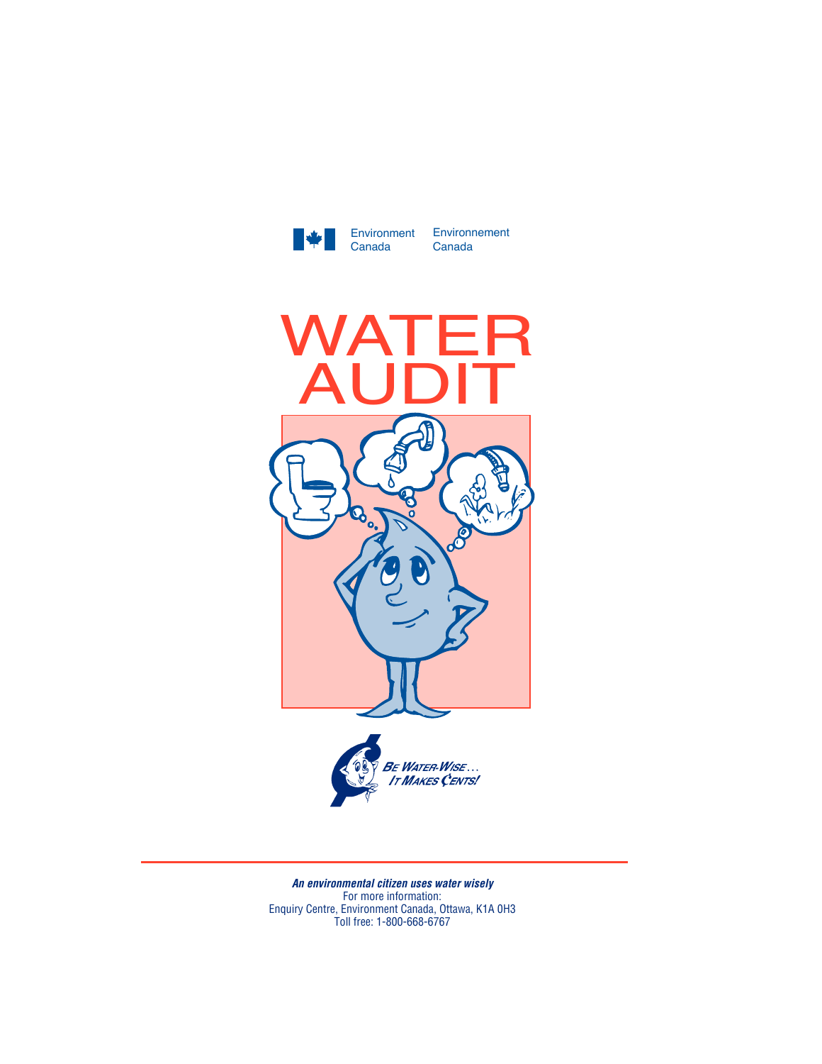Environment Canada | Environnement Canada

# WATER AUDIT

BE WATER-WISE... IT MAKES ȻENTS!

***An environmental citizen uses water wisely***

For more information:
Enquiry Centre, Environment Canada, Ottawa, K1A 0H3
Toll free: 1-800-668-6767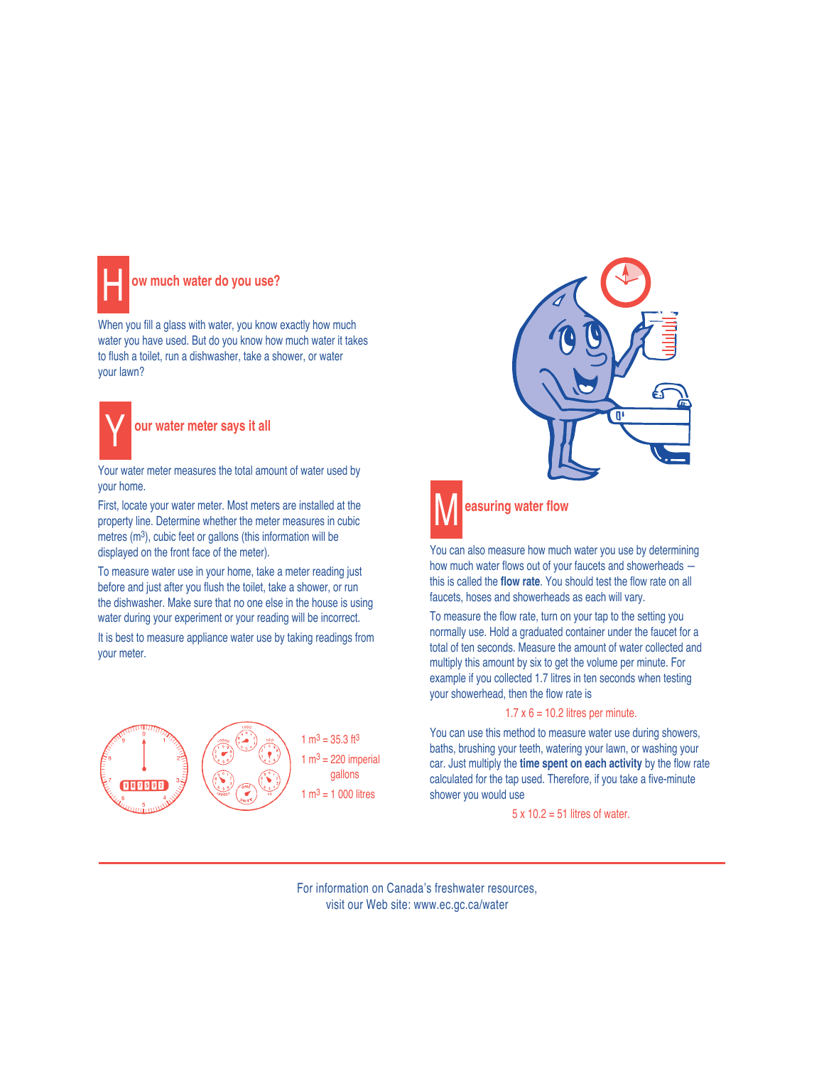## How much water do you use?

When you fill a glass with water, you know exactly how much water you have used. But do you know how much water it takes to flush a toilet, run a dishwasher, take a shower, or water your lawn?

## Your water meter says it all

Your water meter measures the total amount of water used by your home.

First, locate your water meter. Most meters are installed at the property line. Determine whether the meter measures in cubic metres ($m^3$), cubic feet or gallons (this information will be displayed on the front face of the meter).

To measure water use in your home, take a meter reading just before and just after you flush the toilet, take a shower, or run the dishwasher. Make sure that no one else in the house is using water during your experiment or your reading will be incorrect.

It is best to measure appliance water use by taking readings from your meter.

$1\ m^3 = 35.3\ ft^3$

$1\ m^3 = 220$ imperial gallons

$1\ m^3 = 1\ 000$ litres

## Measuring water flow

You can also measure how much water you use by determining how much water flows out of your faucets and showerheads — this is called the **flow rate**. You should test the flow rate on all faucets, hoses and showerheads as each will vary.

To measure the flow rate, turn on your tap to the setting you normally use. Hold a graduated container under the faucet for a total of ten seconds. Measure the amount of water collected and multiply this amount by six to get the volume per minute. For example if you collected 1.7 litres in ten seconds when testing your showerhead, then the flow rate is

$1.7 \times 6 = 10.2$ litres per minute.

You can use this method to measure water use during showers, baths, brushing your teeth, watering your lawn, or washing your car. Just multiply the **time spent on each activity** by the flow rate calculated for the tap used. Therefore, if you take a five-minute shower you would use

$5 \times 10.2 = 51$ litres of water.

For information on Canada's freshwater resources, visit our Web site: www.ec.gc.ca/water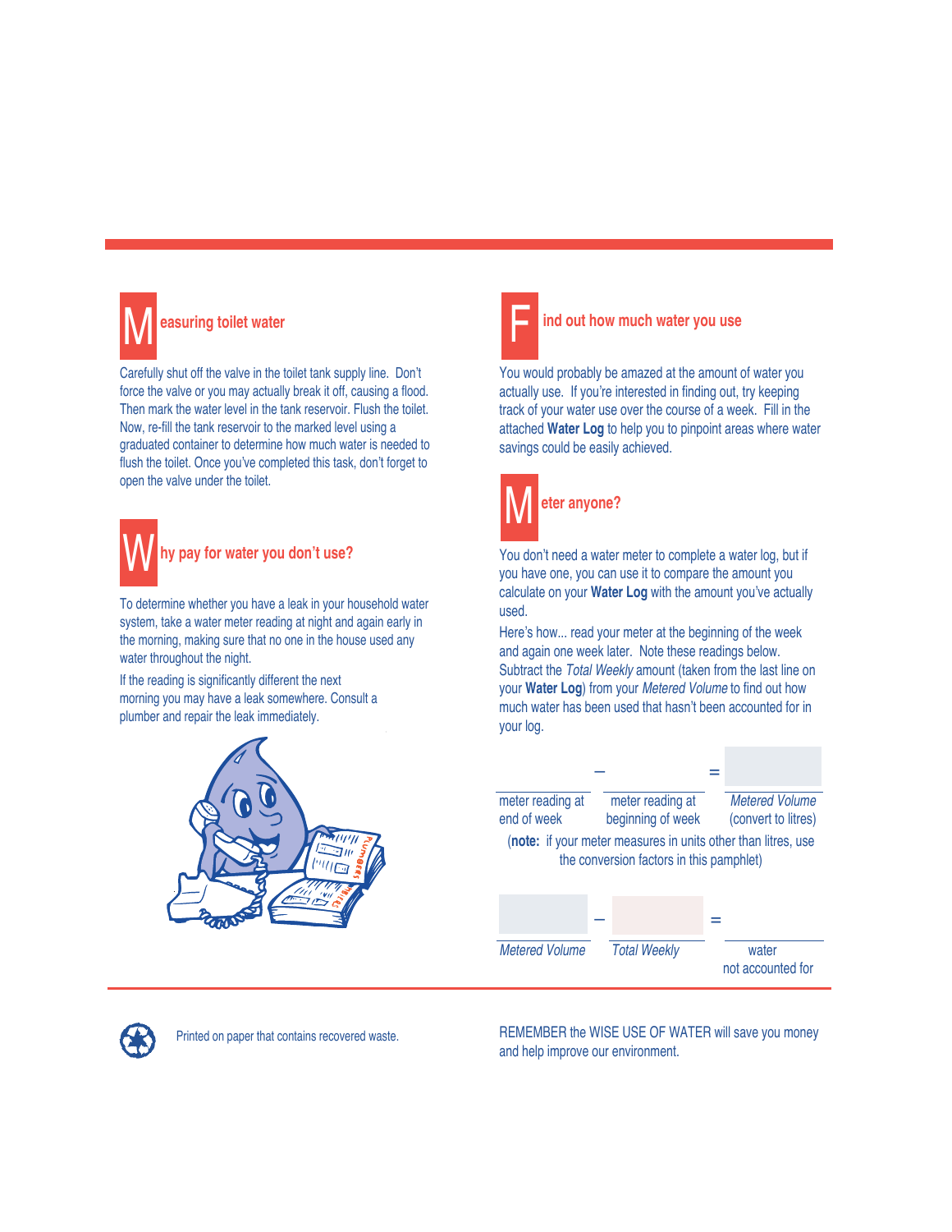## Measuring toilet water

Carefully shut off the valve in the toilet tank supply line. Don't force the valve or you may actually break it off, causing a flood. Then mark the water level in the tank reservoir. Flush the toilet. Now, re-fill the tank reservoir to the marked level using a graduated container to determine how much water is needed to flush the toilet. Once you've completed this task, don't forget to open the valve under the toilet.

## Why pay for water you don't use?

To determine whether you have a leak in your household water system, take a water meter reading at night and again early in the morning, making sure that no one in the house used any water throughout the night.

If the reading is significantly different the next morning you may have a leak somewhere. Consult a plumber and repair the leak immediately.

## Find out how much water you use

You would probably be amazed at the amount of water you actually use. If you're interested in finding out, try keeping track of your water use over the course of a week. Fill in the attached **Water Log** to help you to pinpoint areas where water savings could be easily achieved.

## Meter anyone?

You don't need a water meter to complete a water log, but if you have one, you can use it to compare the amount you calculate on your **Water Log** with the amount you've actually used.

Here's how... read your meter at the beginning of the week and again one week later. Note these readings below. Subtract the *Total Weekly* amount (taken from the last line on your **Water Log**) from your *Metered Volume* to find out how much water has been used that hasn't been accounted for in your log.

______ – ______ = ______

meter reading at end of week – meter reading at beginning of week = *Metered Volume* (convert to litres)

(**note:** if your meter measures in units other than litres, use the conversion factors in this pamphlet)

______ – ______ = ______

*Metered Volume* – *Total Weekly* = water not accounted for

Printed on paper that contains recovered waste.

REMEMBER the WISE USE OF WATER will save you money and help improve our environment.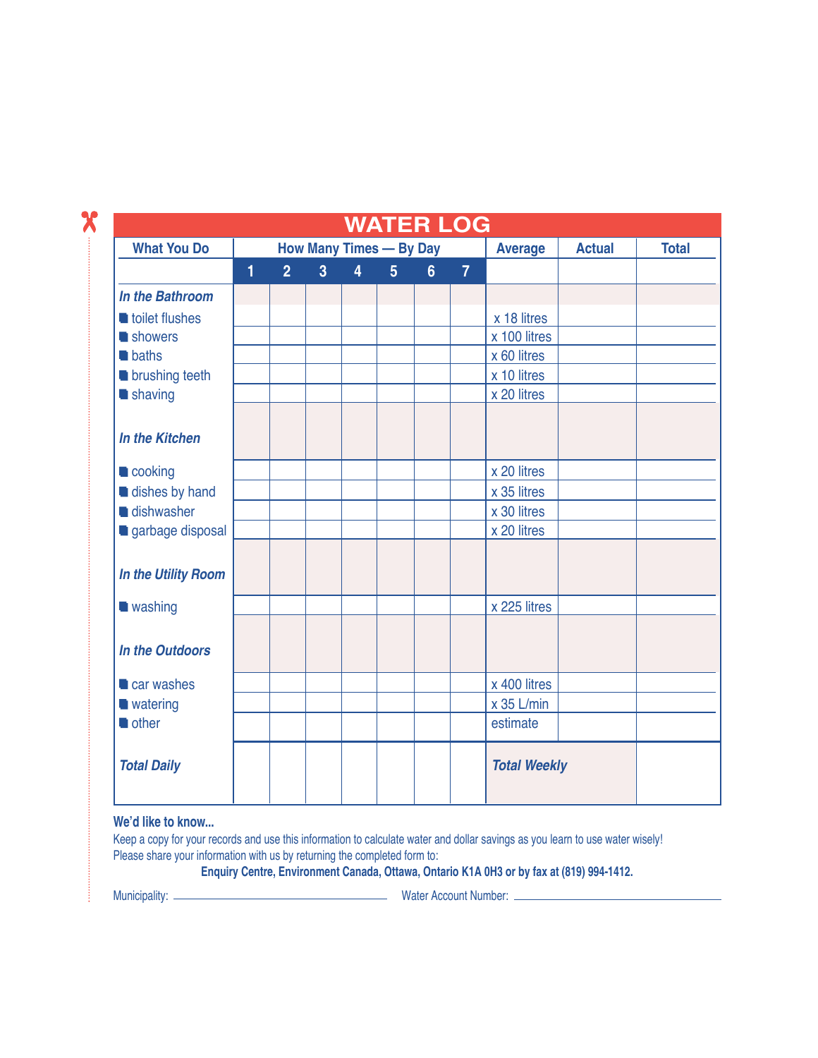# WATER LOG

| What You Do | How Many Times — By Day | | | | | | | Average | Actual | Total |
|---|---|---|---|---|---|---|---|---|---|---|
| | 1 | 2 | 3 | 4 | 5 | 6 | 7 | | | |
| ***In the Bathroom*** | | | | | | | | | | |
| ■ toilet flushes | | | | | | | | x 18 litres | | |
| ■ showers | | | | | | | | x 100 litres | | |
| ■ baths | | | | | | | | x 60 litres | | |
| ■ brushing teeth | | | | | | | | x 10 litres | | |
| ■ shaving | | | | | | | | x 20 litres | | |
| ***In the Kitchen*** | | | | | | | | | | |
| ■ cooking | | | | | | | | x 20 litres | | |
| ■ dishes by hand | | | | | | | | x 35 litres | | |
| ■ dishwasher | | | | | | | | x 30 litres | | |
| ■ garbage disposal | | | | | | | | x 20 litres | | |
| ***In the Utility Room*** | | | | | | | | | | |
| ■ washing | | | | | | | | x 225 litres | | |
| ***In the Outdoors*** | | | | | | | | | | |
| ■ car washes | | | | | | | | x 400 litres | | |
| ■ watering | | | | | | | | x 35 L/min | | |
| ■ other | | | | | | | | estimate | | |
| ***Total Daily*** | | | | | | | | ***Total Weekly*** | | |

**We'd like to know...**

Keep a copy for your records and use this information to calculate water and dollar savings as you learn to use water wisely!
Please share your information with us by returning the completed form to:

**Enquiry Centre, Environment Canada, Ottawa, Ontario K1A 0H3 or by fax at (819) 994-1412.**

Municipality: ____________________ Water Account Number: ____________________